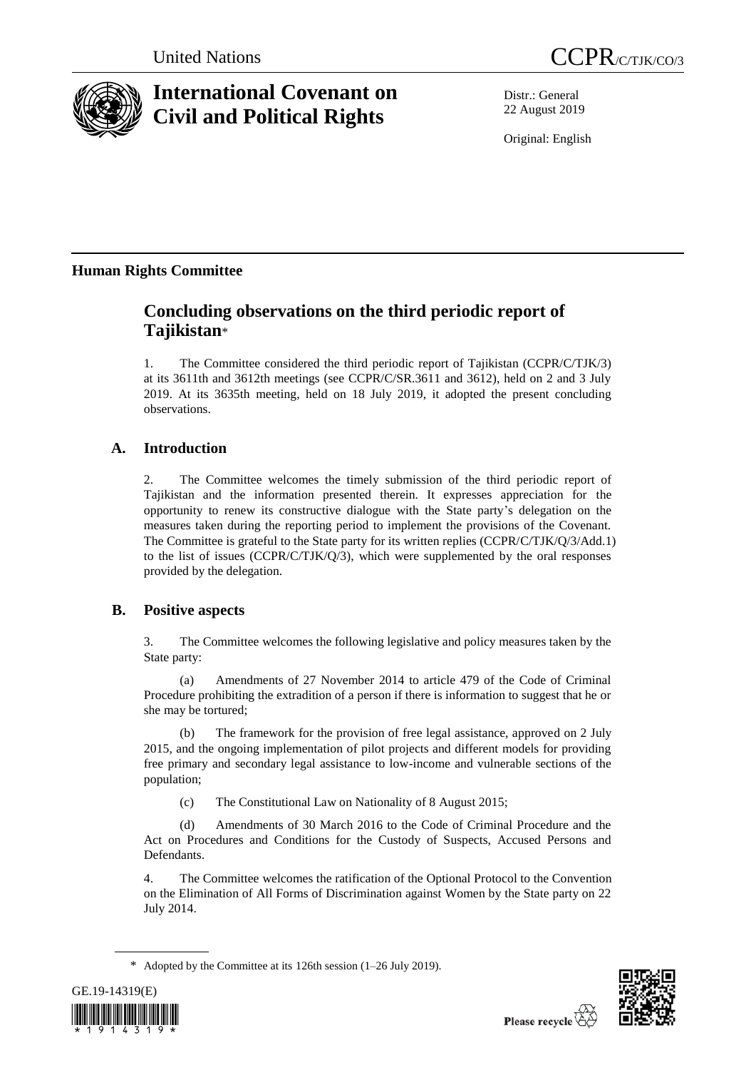United Nations CCPR/C/TJK/CO/3

# International Covenant on Civil and Political Rights

Distr.: General
22 August 2019

Original: English

## Human Rights Committee

# Concluding observations on the third periodic report of Tajikistan*

1. The Committee considered the third periodic report of Tajikistan (CCPR/C/TJK/3) at its 3611th and 3612th meetings (see CCPR/C/SR.3611 and 3612), held on 2 and 3 July 2019. At its 3635th meeting, held on 18 July 2019, it adopted the present concluding observations.

## A. Introduction

2. The Committee welcomes the timely submission of the third periodic report of Tajikistan and the information presented therein. It expresses appreciation for the opportunity to renew its constructive dialogue with the State party's delegation on the measures taken during the reporting period to implement the provisions of the Covenant. The Committee is grateful to the State party for its written replies (CCPR/C/TJK/Q/3/Add.1) to the list of issues (CCPR/C/TJK/Q/3), which were supplemented by the oral responses provided by the delegation.

## B. Positive aspects

3. The Committee welcomes the following legislative and policy measures taken by the State party:

(a) Amendments of 27 November 2014 to article 479 of the Code of Criminal Procedure prohibiting the extradition of a person if there is information to suggest that he or she may be tortured;

(b) The framework for the provision of free legal assistance, approved on 2 July 2015, and the ongoing implementation of pilot projects and different models for providing free primary and secondary legal assistance to low-income and vulnerable sections of the population;

(c) The Constitutional Law on Nationality of 8 August 2015;

(d) Amendments of 30 March 2016 to the Code of Criminal Procedure and the Act on Procedures and Conditions for the Custody of Suspects, Accused Persons and Defendants.

4. The Committee welcomes the ratification of the Optional Protocol to the Convention on the Elimination of All Forms of Discrimination against Women by the State party on 22 July 2014.

* Adopted by the Committee at its 126th session (1–26 July 2019).

GE.19-14319(E)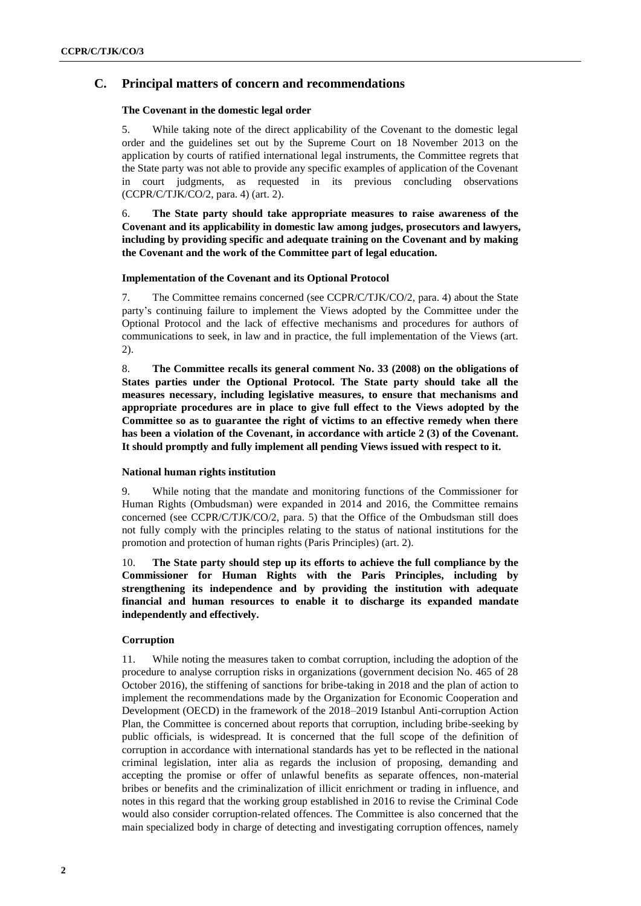## C. Principal matters of concern and recommendations

### The Covenant in the domestic legal order

5. While taking note of the direct applicability of the Covenant to the domestic legal order and the guidelines set out by the Supreme Court on 18 November 2013 on the application by courts of ratified international legal instruments, the Committee regrets that the State party was not able to provide any specific examples of application of the Covenant in court judgments, as requested in its previous concluding observations (CCPR/C/TJK/CO/2, para. 4) (art. 2).

6. **The State party should take appropriate measures to raise awareness of the Covenant and its applicability in domestic law among judges, prosecutors and lawyers, including by providing specific and adequate training on the Covenant and by making the Covenant and the work of the Committee part of legal education.**

### Implementation of the Covenant and its Optional Protocol

7. The Committee remains concerned (see CCPR/C/TJK/CO/2, para. 4) about the State party's continuing failure to implement the Views adopted by the Committee under the Optional Protocol and the lack of effective mechanisms and procedures for authors of communications to seek, in law and in practice, the full implementation of the Views (art. 2).

8. **The Committee recalls its general comment No. 33 (2008) on the obligations of States parties under the Optional Protocol. The State party should take all the measures necessary, including legislative measures, to ensure that mechanisms and appropriate procedures are in place to give full effect to the Views adopted by the Committee so as to guarantee the right of victims to an effective remedy when there has been a violation of the Covenant, in accordance with article 2 (3) of the Covenant. It should promptly and fully implement all pending Views issued with respect to it.**

### National human rights institution

9. While noting that the mandate and monitoring functions of the Commissioner for Human Rights (Ombudsman) were expanded in 2014 and 2016, the Committee remains concerned (see CCPR/C/TJK/CO/2, para. 5) that the Office of the Ombudsman still does not fully comply with the principles relating to the status of national institutions for the promotion and protection of human rights (Paris Principles) (art. 2).

10. **The State party should step up its efforts to achieve the full compliance by the Commissioner for Human Rights with the Paris Principles, including by strengthening its independence and by providing the institution with adequate financial and human resources to enable it to discharge its expanded mandate independently and effectively.**

### Corruption

11. While noting the measures taken to combat corruption, including the adoption of the procedure to analyse corruption risks in organizations (government decision No. 465 of 28 October 2016), the stiffening of sanctions for bribe-taking in 2018 and the plan of action to implement the recommendations made by the Organization for Economic Cooperation and Development (OECD) in the framework of the 2018–2019 Istanbul Anti-corruption Action Plan, the Committee is concerned about reports that corruption, including bribe-seeking by public officials, is widespread. It is concerned that the full scope of the definition of corruption in accordance with international standards has yet to be reflected in the national criminal legislation, inter alia as regards the inclusion of proposing, demanding and accepting the promise or offer of unlawful benefits as separate offences, non-material bribes or benefits and the criminalization of illicit enrichment or trading in influence, and notes in this regard that the working group established in 2016 to revise the Criminal Code would also consider corruption-related offences. The Committee is also concerned that the main specialized body in charge of detecting and investigating corruption offences, namely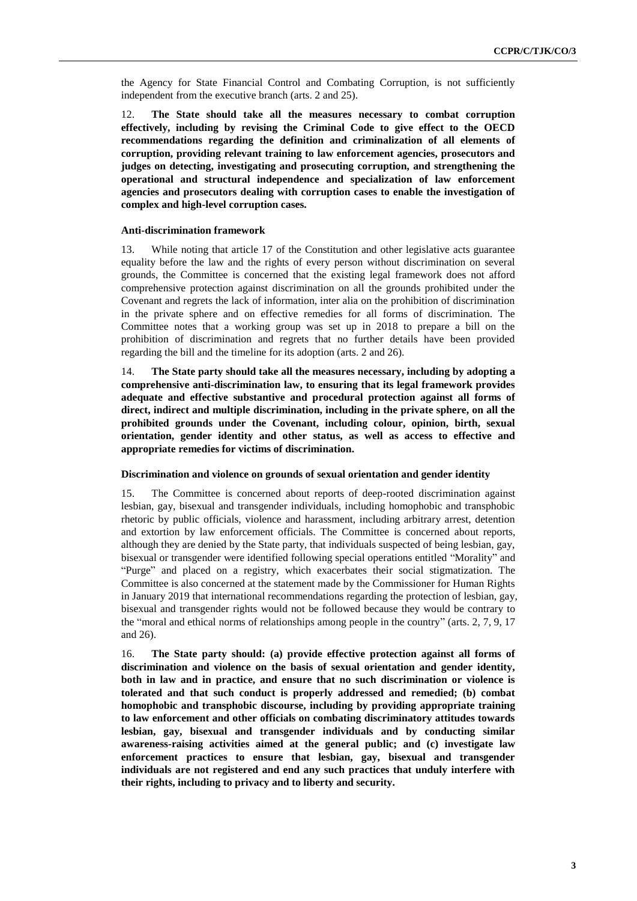the Agency for State Financial Control and Combating Corruption, is not sufficiently independent from the executive branch (arts. 2 and 25).

12. **The State should take all the measures necessary to combat corruption effectively, including by revising the Criminal Code to give effect to the OECD recommendations regarding the definition and criminalization of all elements of corruption, providing relevant training to law enforcement agencies, prosecutors and judges on detecting, investigating and prosecuting corruption, and strengthening the operational and structural independence and specialization of law enforcement agencies and prosecutors dealing with corruption cases to enable the investigation of complex and high-level corruption cases.**

### Anti-discrimination framework

13. While noting that article 17 of the Constitution and other legislative acts guarantee equality before the law and the rights of every person without discrimination on several grounds, the Committee is concerned that the existing legal framework does not afford comprehensive protection against discrimination on all the grounds prohibited under the Covenant and regrets the lack of information, inter alia on the prohibition of discrimination in the private sphere and on effective remedies for all forms of discrimination. The Committee notes that a working group was set up in 2018 to prepare a bill on the prohibition of discrimination and regrets that no further details have been provided regarding the bill and the timeline for its adoption (arts. 2 and 26).

14. **The State party should take all the measures necessary, including by adopting a comprehensive anti-discrimination law, to ensuring that its legal framework provides adequate and effective substantive and procedural protection against all forms of direct, indirect and multiple discrimination, including in the private sphere, on all the prohibited grounds under the Covenant, including colour, opinion, birth, sexual orientation, gender identity and other status, as well as access to effective and appropriate remedies for victims of discrimination.**

### Discrimination and violence on grounds of sexual orientation and gender identity

15. The Committee is concerned about reports of deep-rooted discrimination against lesbian, gay, bisexual and transgender individuals, including homophobic and transphobic rhetoric by public officials, violence and harassment, including arbitrary arrest, detention and extortion by law enforcement officials. The Committee is concerned about reports, although they are denied by the State party, that individuals suspected of being lesbian, gay, bisexual or transgender were identified following special operations entitled "Morality" and "Purge" and placed on a registry, which exacerbates their social stigmatization. The Committee is also concerned at the statement made by the Commissioner for Human Rights in January 2019 that international recommendations regarding the protection of lesbian, gay, bisexual and transgender rights would not be followed because they would be contrary to the "moral and ethical norms of relationships among people in the country" (arts. 2, 7, 9, 17 and 26).

16. **The State party should: (a) provide effective protection against all forms of discrimination and violence on the basis of sexual orientation and gender identity, both in law and in practice, and ensure that no such discrimination or violence is tolerated and that such conduct is properly addressed and remedied; (b) combat homophobic and transphobic discourse, including by providing appropriate training to law enforcement and other officials on combating discriminatory attitudes towards lesbian, gay, bisexual and transgender individuals and by conducting similar awareness-raising activities aimed at the general public; and (c) investigate law enforcement practices to ensure that lesbian, gay, bisexual and transgender individuals are not registered and end any such practices that unduly interfere with their rights, including to privacy and to liberty and security.**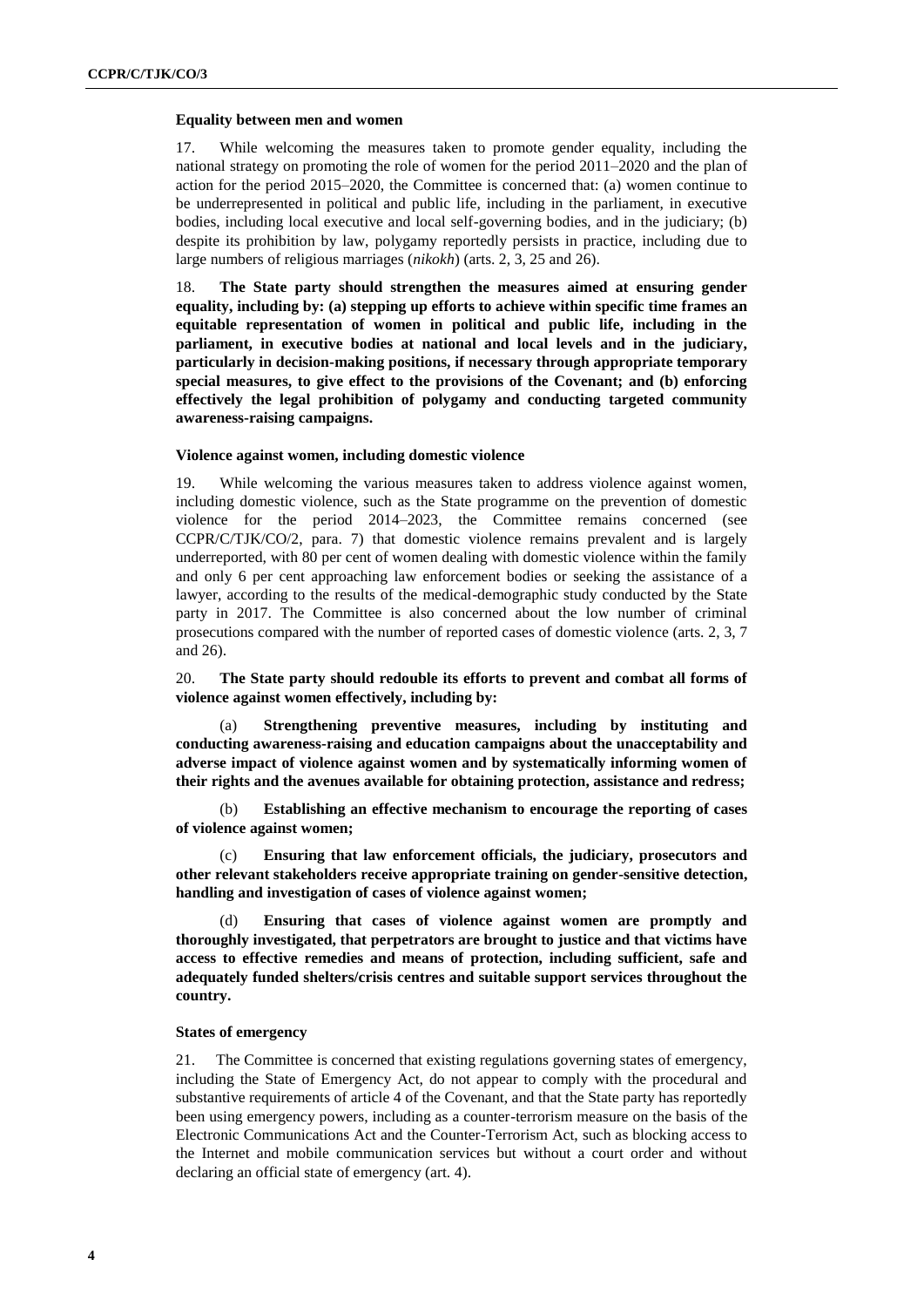### Equality between men and women

17. While welcoming the measures taken to promote gender equality, including the national strategy on promoting the role of women for the period 2011–2020 and the plan of action for the period 2015–2020, the Committee is concerned that: (a) women continue to be underrepresented in political and public life, including in the parliament, in executive bodies, including local executive and local self-governing bodies, and in the judiciary; (b) despite its prohibition by law, polygamy reportedly persists in practice, including due to large numbers of religious marriages (*nikokh*) (arts. 2, 3, 25 and 26).

18. **The State party should strengthen the measures aimed at ensuring gender equality, including by: (a) stepping up efforts to achieve within specific time frames an equitable representation of women in political and public life, including in the parliament, in executive bodies at national and local levels and in the judiciary, particularly in decision-making positions, if necessary through appropriate temporary special measures, to give effect to the provisions of the Covenant; and (b) enforcing effectively the legal prohibition of polygamy and conducting targeted community awareness-raising campaigns.**

### Violence against women, including domestic violence

19. While welcoming the various measures taken to address violence against women, including domestic violence, such as the State programme on the prevention of domestic violence for the period 2014–2023, the Committee remains concerned (see CCPR/C/TJK/CO/2, para. 7) that domestic violence remains prevalent and is largely underreported, with 80 per cent of women dealing with domestic violence within the family and only 6 per cent approaching law enforcement bodies or seeking the assistance of a lawyer, according to the results of the medical-demographic study conducted by the State party in 2017. The Committee is also concerned about the low number of criminal prosecutions compared with the number of reported cases of domestic violence (arts. 2, 3, 7 and 26).

20. **The State party should redouble its efforts to prevent and combat all forms of violence against women effectively, including by:**

(a) **Strengthening preventive measures, including by instituting and conducting awareness-raising and education campaigns about the unacceptability and adverse impact of violence against women and by systematically informing women of their rights and the avenues available for obtaining protection, assistance and redress;**

(b) **Establishing an effective mechanism to encourage the reporting of cases of violence against women;**

(c) **Ensuring that law enforcement officials, the judiciary, prosecutors and other relevant stakeholders receive appropriate training on gender-sensitive detection, handling and investigation of cases of violence against women;**

(d) **Ensuring that cases of violence against women are promptly and thoroughly investigated, that perpetrators are brought to justice and that victims have access to effective remedies and means of protection, including sufficient, safe and adequately funded shelters/crisis centres and suitable support services throughout the country.**

### States of emergency

21. The Committee is concerned that existing regulations governing states of emergency, including the State of Emergency Act, do not appear to comply with the procedural and substantive requirements of article 4 of the Covenant, and that the State party has reportedly been using emergency powers, including as a counter-terrorism measure on the basis of the Electronic Communications Act and the Counter-Terrorism Act, such as blocking access to the Internet and mobile communication services but without a court order and without declaring an official state of emergency (art. 4).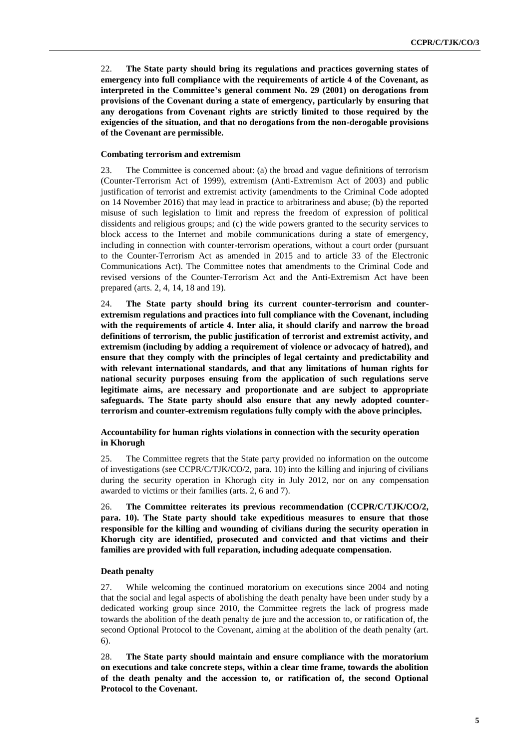22. **The State party should bring its regulations and practices governing states of emergency into full compliance with the requirements of article 4 of the Covenant, as interpreted in the Committee's general comment No. 29 (2001) on derogations from provisions of the Covenant during a state of emergency, particularly by ensuring that any derogations from Covenant rights are strictly limited to those required by the exigencies of the situation, and that no derogations from the non-derogable provisions of the Covenant are permissible.**

### Combating terrorism and extremism

23. The Committee is concerned about: (a) the broad and vague definitions of terrorism (Counter-Terrorism Act of 1999), extremism (Anti-Extremism Act of 2003) and public justification of terrorist and extremist activity (amendments to the Criminal Code adopted on 14 November 2016) that may lead in practice to arbitrariness and abuse; (b) the reported misuse of such legislation to limit and repress the freedom of expression of political dissidents and religious groups; and (c) the wide powers granted to the security services to block access to the Internet and mobile communications during a state of emergency, including in connection with counter-terrorism operations, without a court order (pursuant to the Counter-Terrorism Act as amended in 2015 and to article 33 of the Electronic Communications Act). The Committee notes that amendments to the Criminal Code and revised versions of the Counter-Terrorism Act and the Anti-Extremism Act have been prepared (arts. 2, 4, 14, 18 and 19).

24. **The State party should bring its current counter-terrorism and counter-extremism regulations and practices into full compliance with the Covenant, including with the requirements of article 4. Inter alia, it should clarify and narrow the broad definitions of terrorism, the public justification of terrorist and extremist activity, and extremism (including by adding a requirement of violence or advocacy of hatred), and ensure that they comply with the principles of legal certainty and predictability and with relevant international standards, and that any limitations of human rights for national security purposes ensuing from the application of such regulations serve legitimate aims, are necessary and proportionate and are subject to appropriate safeguards. The State party should also ensure that any newly adopted counter-terrorism and counter-extremism regulations fully comply with the above principles.**

### Accountability for human rights violations in connection with the security operation in Khorugh

25. The Committee regrets that the State party provided no information on the outcome of investigations (see CCPR/C/TJK/CO/2, para. 10) into the killing and injuring of civilians during the security operation in Khorugh city in July 2012, nor on any compensation awarded to victims or their families (arts. 2, 6 and 7).

26. **The Committee reiterates its previous recommendation (CCPR/C/TJK/CO/2, para. 10). The State party should take expeditious measures to ensure that those responsible for the killing and wounding of civilians during the security operation in Khorugh city are identified, prosecuted and convicted and that victims and their families are provided with full reparation, including adequate compensation.**

### Death penalty

27. While welcoming the continued moratorium on executions since 2004 and noting that the social and legal aspects of abolishing the death penalty have been under study by a dedicated working group since 2010, the Committee regrets the lack of progress made towards the abolition of the death penalty de jure and the accession to, or ratification of, the second Optional Protocol to the Covenant, aiming at the abolition of the death penalty (art. 6).

28. **The State party should maintain and ensure compliance with the moratorium on executions and take concrete steps, within a clear time frame, towards the abolition of the death penalty and the accession to, or ratification of, the second Optional Protocol to the Covenant.**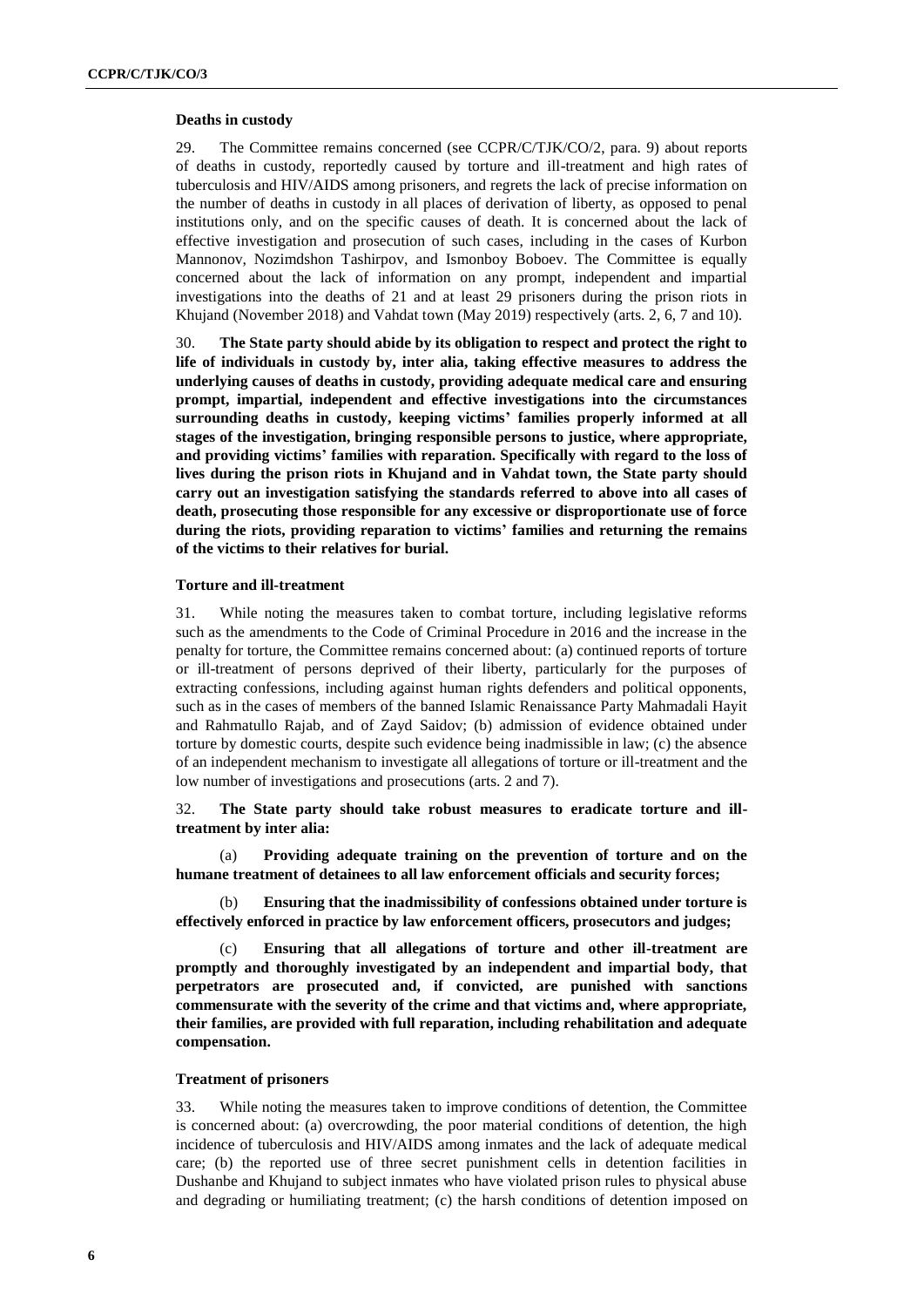### Deaths in custody

29. The Committee remains concerned (see CCPR/C/TJK/CO/2, para. 9) about reports of deaths in custody, reportedly caused by torture and ill-treatment and high rates of tuberculosis and HIV/AIDS among prisoners, and regrets the lack of precise information on the number of deaths in custody in all places of derivation of liberty, as opposed to penal institutions only, and on the specific causes of death. It is concerned about the lack of effective investigation and prosecution of such cases, including in the cases of Kurbon Mannonov, Nozimdshon Tashirpov, and Ismonboy Boboev. The Committee is equally concerned about the lack of information on any prompt, independent and impartial investigations into the deaths of 21 and at least 29 prisoners during the prison riots in Khujand (November 2018) and Vahdat town (May 2019) respectively (arts. 2, 6, 7 and 10).

30. **The State party should abide by its obligation to respect and protect the right to life of individuals in custody by, inter alia, taking effective measures to address the underlying causes of deaths in custody, providing adequate medical care and ensuring prompt, impartial, independent and effective investigations into the circumstances surrounding deaths in custody, keeping victims' families properly informed at all stages of the investigation, bringing responsible persons to justice, where appropriate, and providing victims' families with reparation. Specifically with regard to the loss of lives during the prison riots in Khujand and in Vahdat town, the State party should carry out an investigation satisfying the standards referred to above into all cases of death, prosecuting those responsible for any excessive or disproportionate use of force during the riots, providing reparation to victims' families and returning the remains of the victims to their relatives for burial.**

### Torture and ill-treatment

31. While noting the measures taken to combat torture, including legislative reforms such as the amendments to the Code of Criminal Procedure in 2016 and the increase in the penalty for torture, the Committee remains concerned about: (a) continued reports of torture or ill-treatment of persons deprived of their liberty, particularly for the purposes of extracting confessions, including against human rights defenders and political opponents, such as in the cases of members of the banned Islamic Renaissance Party Mahmadali Hayit and Rahmatullo Rajab, and of Zayd Saidov; (b) admission of evidence obtained under torture by domestic courts, despite such evidence being inadmissible in law; (c) the absence of an independent mechanism to investigate all allegations of torture or ill-treatment and the low number of investigations and prosecutions (arts. 2 and 7).

32. **The State party should take robust measures to eradicate torture and ill-treatment by inter alia:**

(a) **Providing adequate training on the prevention of torture and on the humane treatment of detainees to all law enforcement officials and security forces;**

(b) **Ensuring that the inadmissibility of confessions obtained under torture is effectively enforced in practice by law enforcement officers, prosecutors and judges;**

(c) **Ensuring that all allegations of torture and other ill-treatment are promptly and thoroughly investigated by an independent and impartial body, that perpetrators are prosecuted and, if convicted, are punished with sanctions commensurate with the severity of the crime and that victims and, where appropriate, their families, are provided with full reparation, including rehabilitation and adequate compensation.**

### Treatment of prisoners

33. While noting the measures taken to improve conditions of detention, the Committee is concerned about: (a) overcrowding, the poor material conditions of detention, the high incidence of tuberculosis and HIV/AIDS among inmates and the lack of adequate medical care; (b) the reported use of three secret punishment cells in detention facilities in Dushanbe and Khujand to subject inmates who have violated prison rules to physical abuse and degrading or humiliating treatment; (c) the harsh conditions of detention imposed on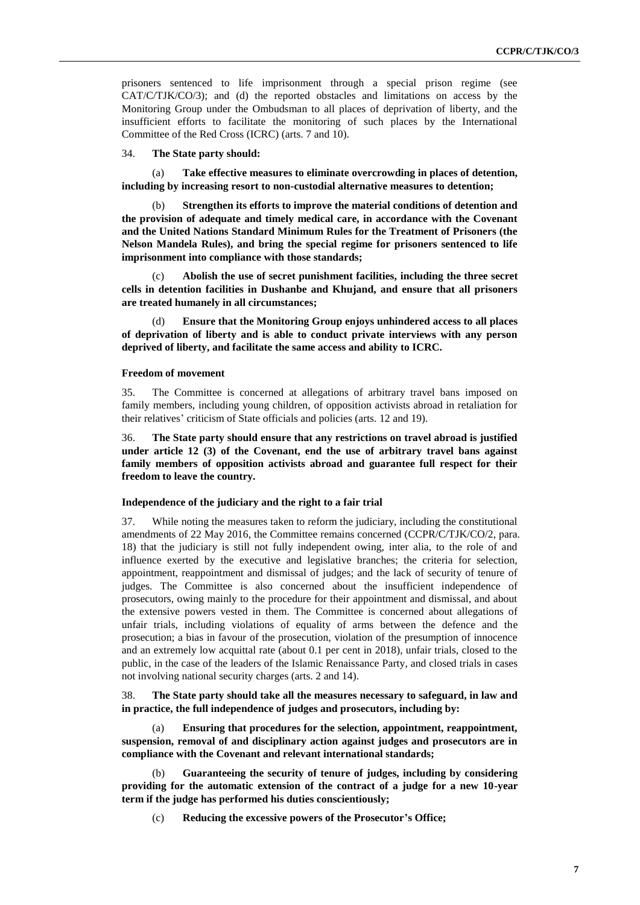prisoners sentenced to life imprisonment through a special prison regime (see CAT/C/TJK/CO/3); and (d) the reported obstacles and limitations on access by the Monitoring Group under the Ombudsman to all places of deprivation of liberty, and the insufficient efforts to facilitate the monitoring of such places by the International Committee of the Red Cross (ICRC) (arts. 7 and 10).

34. **The State party should:**

(a) **Take effective measures to eliminate overcrowding in places of detention, including by increasing resort to non-custodial alternative measures to detention;**

(b) **Strengthen its efforts to improve the material conditions of detention and the provision of adequate and timely medical care, in accordance with the Covenant and the United Nations Standard Minimum Rules for the Treatment of Prisoners (the Nelson Mandela Rules), and bring the special regime for prisoners sentenced to life imprisonment into compliance with those standards;**

(c) **Abolish the use of secret punishment facilities, including the three secret cells in detention facilities in Dushanbe and Khujand, and ensure that all prisoners are treated humanely in all circumstances;**

(d) **Ensure that the Monitoring Group enjoys unhindered access to all places of deprivation of liberty and is able to conduct private interviews with any person deprived of liberty, and facilitate the same access and ability to ICRC.**

### Freedom of movement

35. The Committee is concerned at allegations of arbitrary travel bans imposed on family members, including young children, of opposition activists abroad in retaliation for their relatives' criticism of State officials and policies (arts. 12 and 19).

36. **The State party should ensure that any restrictions on travel abroad is justified under article 12 (3) of the Covenant, end the use of arbitrary travel bans against family members of opposition activists abroad and guarantee full respect for their freedom to leave the country.**

### Independence of the judiciary and the right to a fair trial

37. While noting the measures taken to reform the judiciary, including the constitutional amendments of 22 May 2016, the Committee remains concerned (CCPR/C/TJK/CO/2, para. 18) that the judiciary is still not fully independent owing, inter alia, to the role of and influence exerted by the executive and legislative branches; the criteria for selection, appointment, reappointment and dismissal of judges; and the lack of security of tenure of judges. The Committee is also concerned about the insufficient independence of prosecutors, owing mainly to the procedure for their appointment and dismissal, and about the extensive powers vested in them. The Committee is concerned about allegations of unfair trials, including violations of equality of arms between the defence and the prosecution; a bias in favour of the prosecution, violation of the presumption of innocence and an extremely low acquittal rate (about 0.1 per cent in 2018), unfair trials, closed to the public, in the case of the leaders of the Islamic Renaissance Party, and closed trials in cases not involving national security charges (arts. 2 and 14).

38. **The State party should take all the measures necessary to safeguard, in law and in practice, the full independence of judges and prosecutors, including by:**

(a) **Ensuring that procedures for the selection, appointment, reappointment, suspension, removal of and disciplinary action against judges and prosecutors are in compliance with the Covenant and relevant international standards;**

(b) **Guaranteeing the security of tenure of judges, including by considering providing for the automatic extension of the contract of a judge for a new 10-year term if the judge has performed his duties conscientiously;**

(c) **Reducing the excessive powers of the Prosecutor's Office;**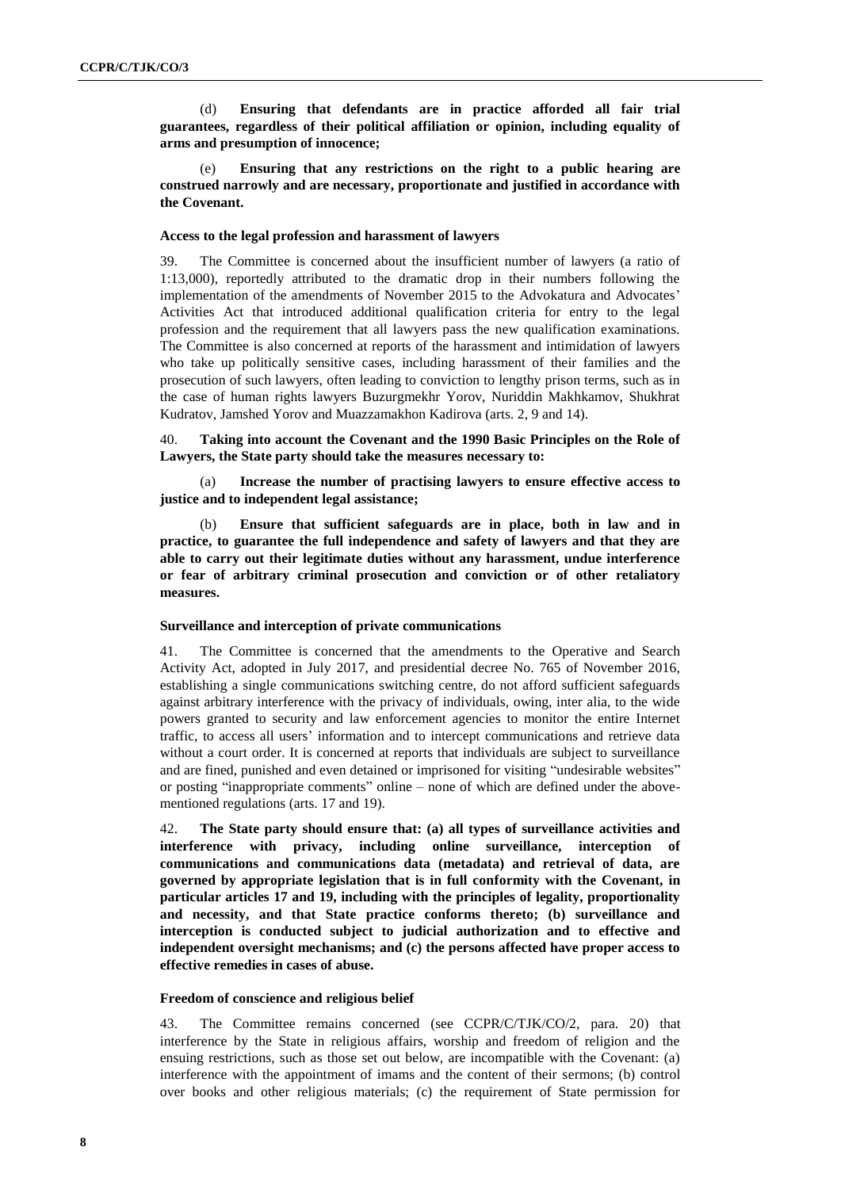(d) **Ensuring that defendants are in practice afforded all fair trial guarantees, regardless of their political affiliation or opinion, including equality of arms and presumption of innocence;**

(e) **Ensuring that any restrictions on the right to a public hearing are construed narrowly and are necessary, proportionate and justified in accordance with the Covenant.**

#### Access to the legal profession and harassment of lawyers

39. The Committee is concerned about the insufficient number of lawyers (a ratio of 1:13,000), reportedly attributed to the dramatic drop in their numbers following the implementation of the amendments of November 2015 to the Advokatura and Advocates' Activities Act that introduced additional qualification criteria for entry to the legal profession and the requirement that all lawyers pass the new qualification examinations. The Committee is also concerned at reports of the harassment and intimidation of lawyers who take up politically sensitive cases, including harassment of their families and the prosecution of such lawyers, often leading to conviction to lengthy prison terms, such as in the case of human rights lawyers Buzurgmekhr Yorov, Nuriddin Makhkamov, Shukhrat Kudratov, Jamshed Yorov and Muazzamakhon Kadirova (arts. 2, 9 and 14).

40. **Taking into account the Covenant and the 1990 Basic Principles on the Role of Lawyers, the State party should take the measures necessary to:**

(a) **Increase the number of practising lawyers to ensure effective access to justice and to independent legal assistance;**

(b) **Ensure that sufficient safeguards are in place, both in law and in practice, to guarantee the full independence and safety of lawyers and that they are able to carry out their legitimate duties without any harassment, undue interference or fear of arbitrary criminal prosecution and conviction or of other retaliatory measures.**

#### Surveillance and interception of private communications

41. The Committee is concerned that the amendments to the Operative and Search Activity Act, adopted in July 2017, and presidential decree No. 765 of November 2016, establishing a single communications switching centre, do not afford sufficient safeguards against arbitrary interference with the privacy of individuals, owing, inter alia, to the wide powers granted to security and law enforcement agencies to monitor the entire Internet traffic, to access all users' information and to intercept communications and retrieve data without a court order. It is concerned at reports that individuals are subject to surveillance and are fined, punished and even detained or imprisoned for visiting "undesirable websites" or posting "inappropriate comments" online – none of which are defined under the above-mentioned regulations (arts. 17 and 19).

42. **The State party should ensure that: (a) all types of surveillance activities and interference with privacy, including online surveillance, interception of communications and communications data (metadata) and retrieval of data, are governed by appropriate legislation that is in full conformity with the Covenant, in particular articles 17 and 19, including with the principles of legality, proportionality and necessity, and that State practice conforms thereto; (b) surveillance and interception is conducted subject to judicial authorization and to effective and independent oversight mechanisms; and (c) the persons affected have proper access to effective remedies in cases of abuse.**

#### Freedom of conscience and religious belief

43. The Committee remains concerned (see CCPR/C/TJK/CO/2, para. 20) that interference by the State in religious affairs, worship and freedom of religion and the ensuing restrictions, such as those set out below, are incompatible with the Covenant: (a) interference with the appointment of imams and the content of their sermons; (b) control over books and other religious materials; (c) the requirement of State permission for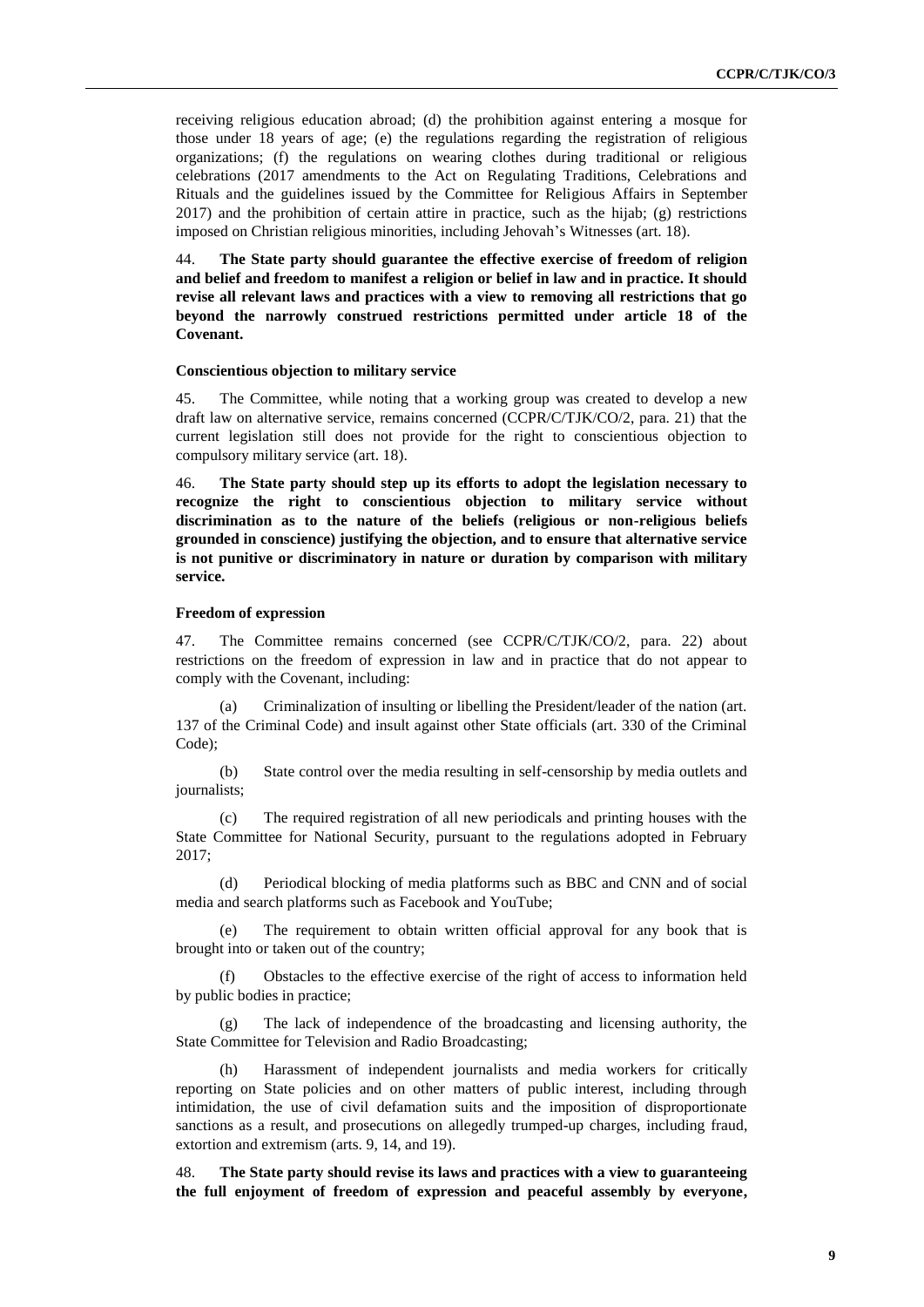receiving religious education abroad; (d) the prohibition against entering a mosque for those under 18 years of age; (e) the regulations regarding the registration of religious organizations; (f) the regulations on wearing clothes during traditional or religious celebrations (2017 amendments to the Act on Regulating Traditions, Celebrations and Rituals and the guidelines issued by the Committee for Religious Affairs in September 2017) and the prohibition of certain attire in practice, such as the hijab; (g) restrictions imposed on Christian religious minorities, including Jehovah's Witnesses (art. 18).

44. **The State party should guarantee the effective exercise of freedom of religion and belief and freedom to manifest a religion or belief in law and in practice. It should revise all relevant laws and practices with a view to removing all restrictions that go beyond the narrowly construed restrictions permitted under article 18 of the Covenant.**

#### Conscientious objection to military service

45. The Committee, while noting that a working group was created to develop a new draft law on alternative service, remains concerned (CCPR/C/TJK/CO/2, para. 21) that the current legislation still does not provide for the right to conscientious objection to compulsory military service (art. 18).

46. **The State party should step up its efforts to adopt the legislation necessary to recognize the right to conscientious objection to military service without discrimination as to the nature of the beliefs (religious or non-religious beliefs grounded in conscience) justifying the objection, and to ensure that alternative service is not punitive or discriminatory in nature or duration by comparison with military service.**

#### Freedom of expression

47. The Committee remains concerned (see CCPR/C/TJK/CO/2, para. 22) about restrictions on the freedom of expression in law and in practice that do not appear to comply with the Covenant, including:

(a) Criminalization of insulting or libelling the President/leader of the nation (art. 137 of the Criminal Code) and insult against other State officials (art. 330 of the Criminal Code);

(b) State control over the media resulting in self-censorship by media outlets and journalists;

(c) The required registration of all new periodicals and printing houses with the State Committee for National Security, pursuant to the regulations adopted in February 2017;

(d) Periodical blocking of media platforms such as BBC and CNN and of social media and search platforms such as Facebook and YouTube;

(e) The requirement to obtain written official approval for any book that is brought into or taken out of the country;

(f) Obstacles to the effective exercise of the right of access to information held by public bodies in practice;

(g) The lack of independence of the broadcasting and licensing authority, the State Committee for Television and Radio Broadcasting;

(h) Harassment of independent journalists and media workers for critically reporting on State policies and on other matters of public interest, including through intimidation, the use of civil defamation suits and the imposition of disproportionate sanctions as a result, and prosecutions on allegedly trumped-up charges, including fraud, extortion and extremism (arts. 9, 14, and 19).

48. **The State party should revise its laws and practices with a view to guaranteeing the full enjoyment of freedom of expression and peaceful assembly by everyone,**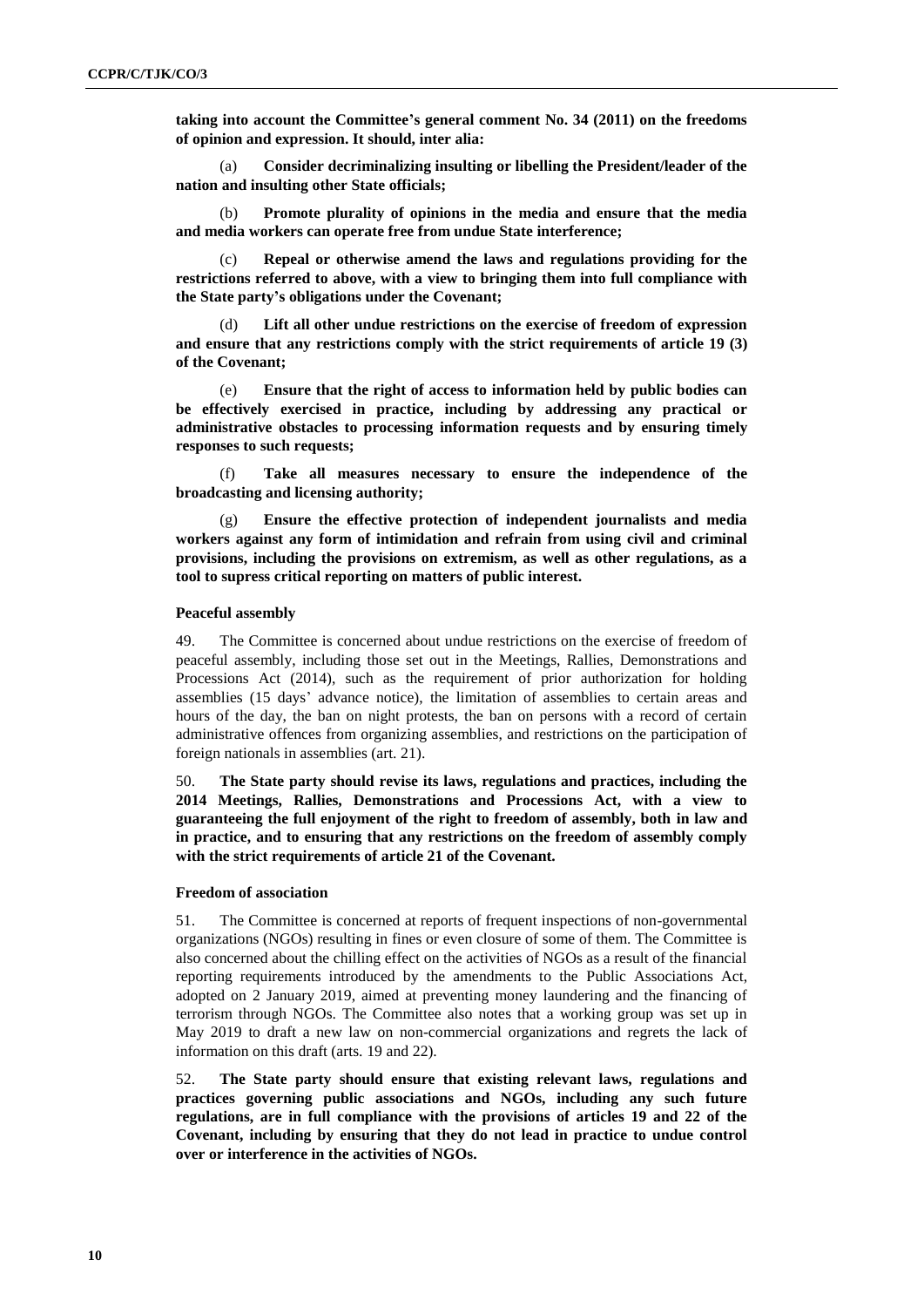**taking into account the Committee's general comment No. 34 (2011) on the freedoms of opinion and expression. It should, inter alia:**

(a) **Consider decriminalizing insulting or libelling the President/leader of the nation and insulting other State officials;**

(b) **Promote plurality of opinions in the media and ensure that the media and media workers can operate free from undue State interference;**

(c) **Repeal or otherwise amend the laws and regulations providing for the restrictions referred to above, with a view to bringing them into full compliance with the State party's obligations under the Covenant;**

(d) **Lift all other undue restrictions on the exercise of freedom of expression and ensure that any restrictions comply with the strict requirements of article 19 (3) of the Covenant;**

(e) **Ensure that the right of access to information held by public bodies can be effectively exercised in practice, including by addressing any practical or administrative obstacles to processing information requests and by ensuring timely responses to such requests;**

(f) **Take all measures necessary to ensure the independence of the broadcasting and licensing authority;**

(g) **Ensure the effective protection of independent journalists and media workers against any form of intimidation and refrain from using civil and criminal provisions, including the provisions on extremism, as well as other regulations, as a tool to supress critical reporting on matters of public interest.**

### Peaceful assembly

49. The Committee is concerned about undue restrictions on the exercise of freedom of peaceful assembly, including those set out in the Meetings, Rallies, Demonstrations and Processions Act (2014), such as the requirement of prior authorization for holding assemblies (15 days' advance notice), the limitation of assemblies to certain areas and hours of the day, the ban on night protests, the ban on persons with a record of certain administrative offences from organizing assemblies, and restrictions on the participation of foreign nationals in assemblies (art. 21).

50. **The State party should revise its laws, regulations and practices, including the 2014 Meetings, Rallies, Demonstrations and Processions Act, with a view to guaranteeing the full enjoyment of the right to freedom of assembly, both in law and in practice, and to ensuring that any restrictions on the freedom of assembly comply with the strict requirements of article 21 of the Covenant.**

### Freedom of association

51. The Committee is concerned at reports of frequent inspections of non-governmental organizations (NGOs) resulting in fines or even closure of some of them. The Committee is also concerned about the chilling effect on the activities of NGOs as a result of the financial reporting requirements introduced by the amendments to the Public Associations Act, adopted on 2 January 2019, aimed at preventing money laundering and the financing of terrorism through NGOs. The Committee also notes that a working group was set up in May 2019 to draft a new law on non-commercial organizations and regrets the lack of information on this draft (arts. 19 and 22).

52. **The State party should ensure that existing relevant laws, regulations and practices governing public associations and NGOs, including any such future regulations, are in full compliance with the provisions of articles 19 and 22 of the Covenant, including by ensuring that they do not lead in practice to undue control over or interference in the activities of NGOs.**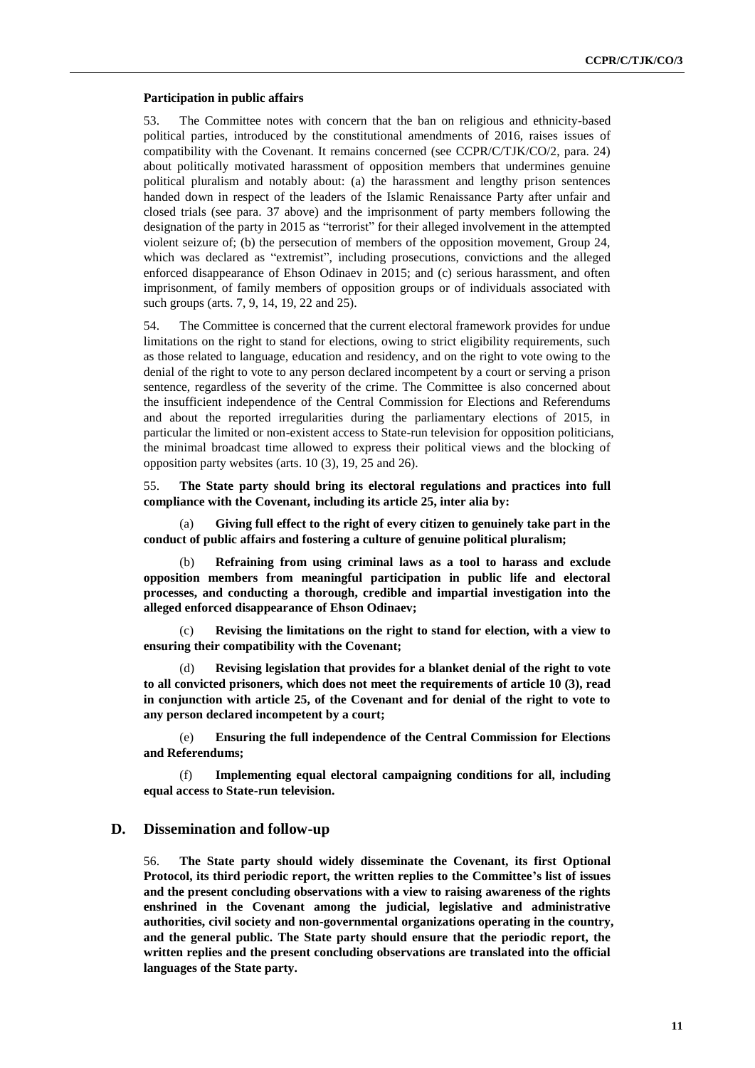**Participation in public affairs**

53. The Committee notes with concern that the ban on religious and ethnicity-based political parties, introduced by the constitutional amendments of 2016, raises issues of compatibility with the Covenant. It remains concerned (see CCPR/C/TJK/CO/2, para. 24) about politically motivated harassment of opposition members that undermines genuine political pluralism and notably about: (a) the harassment and lengthy prison sentences handed down in respect of the leaders of the Islamic Renaissance Party after unfair and closed trials (see para. 37 above) and the imprisonment of party members following the designation of the party in 2015 as "terrorist" for their alleged involvement in the attempted violent seizure of; (b) the persecution of members of the opposition movement, Group 24, which was declared as "extremist", including prosecutions, convictions and the alleged enforced disappearance of Ehson Odinaev in 2015; and (c) serious harassment, and often imprisonment, of family members of opposition groups or of individuals associated with such groups (arts. 7, 9, 14, 19, 22 and 25).

54. The Committee is concerned that the current electoral framework provides for undue limitations on the right to stand for elections, owing to strict eligibility requirements, such as those related to language, education and residency, and on the right to vote owing to the denial of the right to vote to any person declared incompetent by a court or serving a prison sentence, regardless of the severity of the crime. The Committee is also concerned about the insufficient independence of the Central Commission for Elections and Referendums and about the reported irregularities during the parliamentary elections of 2015, in particular the limited or non-existent access to State-run television for opposition politicians, the minimal broadcast time allowed to express their political views and the blocking of opposition party websites (arts. 10 (3), 19, 25 and 26).

55. **The State party should bring its electoral regulations and practices into full compliance with the Covenant, including its article 25, inter alia by:**

(a) **Giving full effect to the right of every citizen to genuinely take part in the conduct of public affairs and fostering a culture of genuine political pluralism;**

(b) **Refraining from using criminal laws as a tool to harass and exclude opposition members from meaningful participation in public life and electoral processes, and conducting a thorough, credible and impartial investigation into the alleged enforced disappearance of Ehson Odinaev;**

(c) **Revising the limitations on the right to stand for election, with a view to ensuring their compatibility with the Covenant;**

(d) **Revising legislation that provides for a blanket denial of the right to vote to all convicted prisoners, which does not meet the requirements of article 10 (3), read in conjunction with article 25, of the Covenant and for denial of the right to vote to any person declared incompetent by a court;**

(e) **Ensuring the full independence of the Central Commission for Elections and Referendums;**

(f) **Implementing equal electoral campaigning conditions for all, including equal access to State-run television.**

## D. Dissemination and follow-up

56. **The State party should widely disseminate the Covenant, its first Optional Protocol, its third periodic report, the written replies to the Committee's list of issues and the present concluding observations with a view to raising awareness of the rights enshrined in the Covenant among the judicial, legislative and administrative authorities, civil society and non-governmental organizations operating in the country, and the general public. The State party should ensure that the periodic report, the written replies and the present concluding observations are translated into the official languages of the State party.**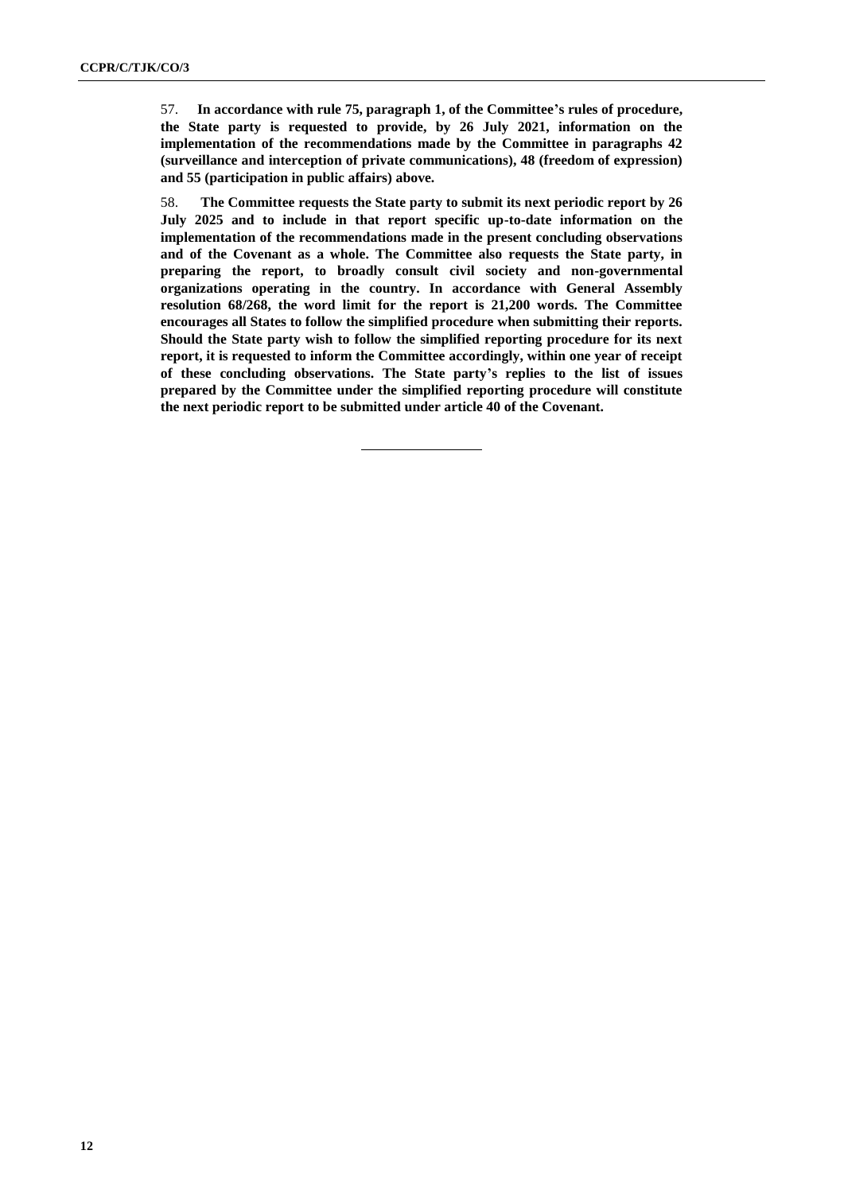57. **In accordance with rule 75, paragraph 1, of the Committee's rules of procedure, the State party is requested to provide, by 26 July 2021, information on the implementation of the recommendations made by the Committee in paragraphs 42 (surveillance and interception of private communications), 48 (freedom of expression) and 55 (participation in public affairs) above.**

58. **The Committee requests the State party to submit its next periodic report by 26 July 2025 and to include in that report specific up-to-date information on the implementation of the recommendations made in the present concluding observations and of the Covenant as a whole. The Committee also requests the State party, in preparing the report, to broadly consult civil society and non-governmental organizations operating in the country. In accordance with General Assembly resolution 68/268, the word limit for the report is 21,200 words. The Committee encourages all States to follow the simplified procedure when submitting their reports. Should the State party wish to follow the simplified reporting procedure for its next report, it is requested to inform the Committee accordingly, within one year of receipt of these concluding observations. The State party's replies to the list of issues prepared by the Committee under the simplified reporting procedure will constitute the next periodic report to be submitted under article 40 of the Covenant.**